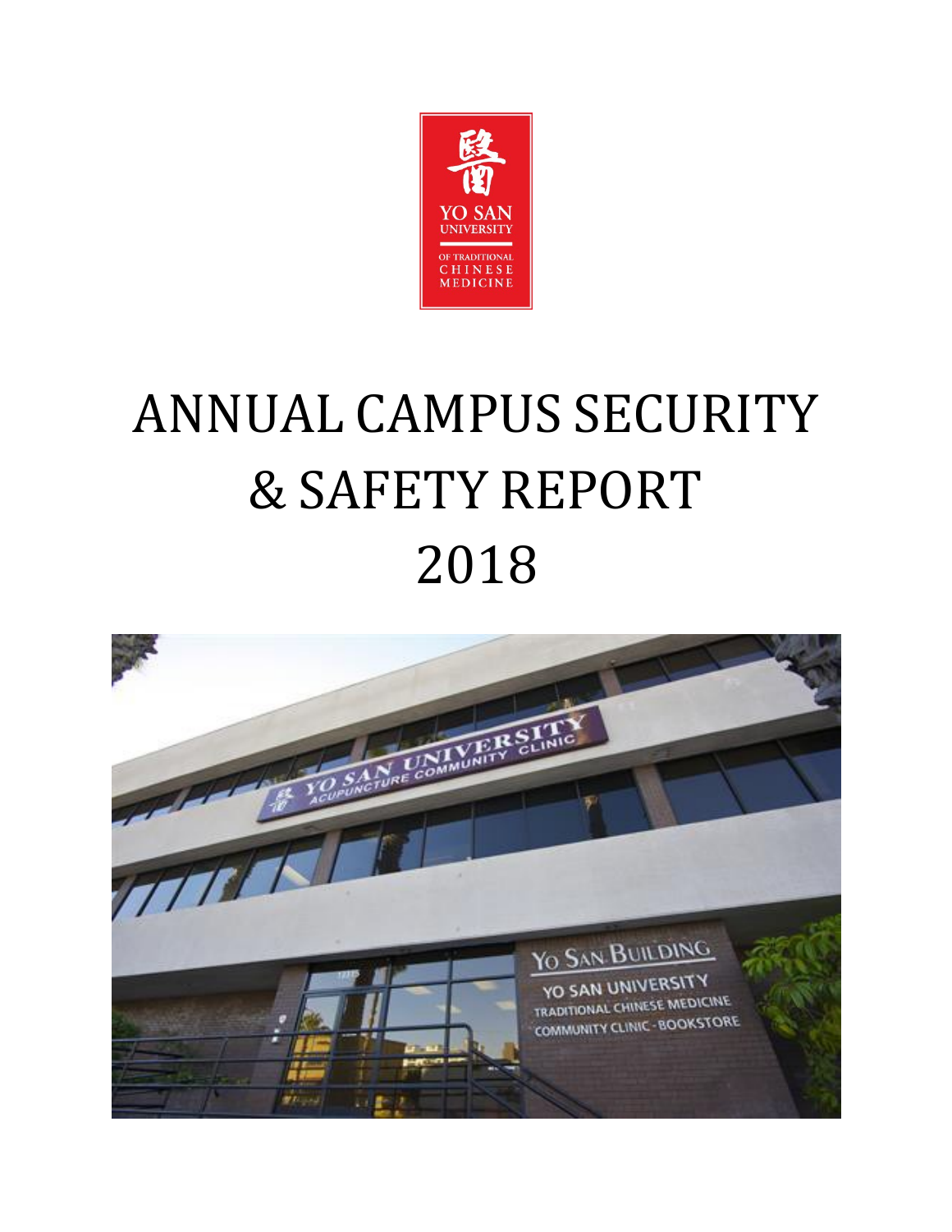# ANNUAL CAMPUS SECURITY & SAFETY REPORT 2018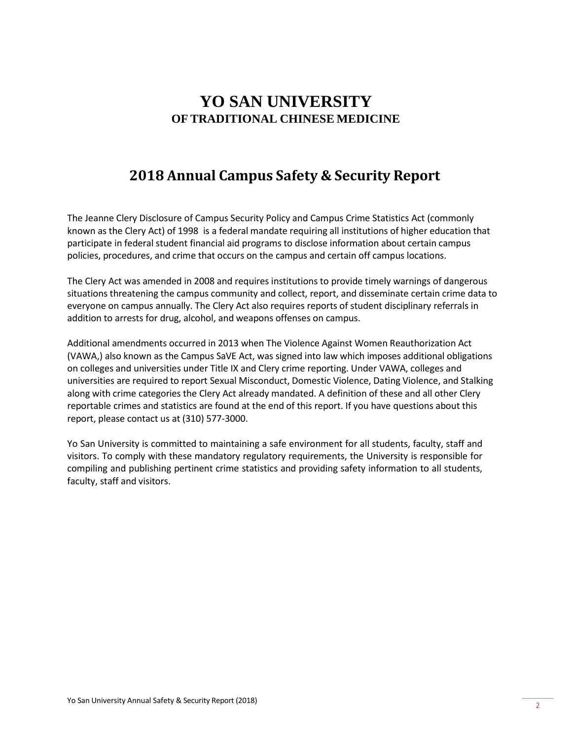# YO SAN UNIVERSITY
## OF TRADITIONAL CHINESE MEDICINE

## 2018 Annual Campus Safety & Security Report

The Jeanne Clery Disclosure of Campus Security Policy and Campus Crime Statistics Act (commonly known as the Clery Act) of 1998 is a federal mandate requiring all institutions of higher education that participate in federal student financial aid programs to disclose information about certain campus policies, procedures, and crime that occurs on the campus and certain off campus locations.

The Clery Act was amended in 2008 and requires institutions to provide timely warnings of dangerous situations threatening the campus community and collect, report, and disseminate certain crime data to everyone on campus annually. The Clery Act also requires reports of student disciplinary referrals in addition to arrests for drug, alcohol, and weapons offenses on campus.

Additional amendments occurred in 2013 when The Violence Against Women Reauthorization Act (VAWA,) also known as the Campus SaVE Act, was signed into law which imposes additional obligations on colleges and universities under Title IX and Clery crime reporting. Under VAWA, colleges and universities are required to report Sexual Misconduct, Domestic Violence, Dating Violence, and Stalking along with crime categories the Clery Act already mandated. A definition of these and all other Clery reportable crimes and statistics are found at the end of this report. If you have questions about this report, please contact us at (310) 577-3000.

Yo San University is committed to maintaining a safe environment for all students, faculty, staff and visitors. To comply with these mandatory regulatory requirements, the University is responsible for compiling and publishing pertinent crime statistics and providing safety information to all students, faculty, staff and visitors.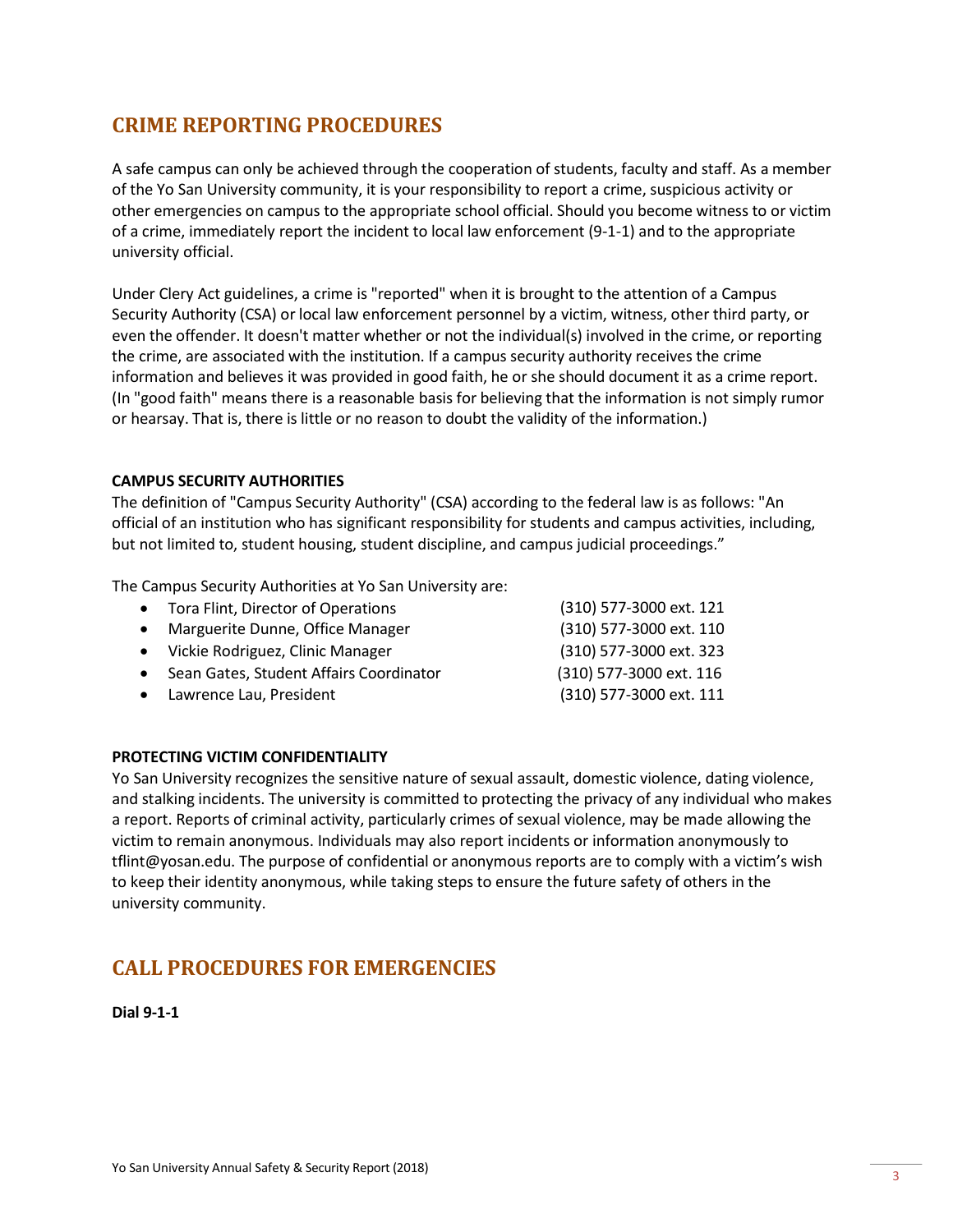## CRIME REPORTING PROCEDURES

A safe campus can only be achieved through the cooperation of students, faculty and staff. As a member of the Yo San University community, it is your responsibility to report a crime, suspicious activity or other emergencies on campus to the appropriate school official. Should you become witness to or victim of a crime, immediately report the incident to local law enforcement (9-1-1) and to the appropriate university official.

Under Clery Act guidelines, a crime is "reported" when it is brought to the attention of a Campus Security Authority (CSA) or local law enforcement personnel by a victim, witness, other third party, or even the offender. It doesn't matter whether or not the individual(s) involved in the crime, or reporting the crime, are associated with the institution. If a campus security authority receives the crime information and believes it was provided in good faith, he or she should document it as a crime report. (In "good faith" means there is a reasonable basis for believing that the information is not simply rumor or hearsay. That is, there is little or no reason to doubt the validity of the information.)

### CAMPUS SECURITY AUTHORITIES

The definition of "Campus Security Authority" (CSA) according to the federal law is as follows: "An official of an institution who has significant responsibility for students and campus activities, including, but not limited to, student housing, student discipline, and campus judicial proceedings."

The Campus Security Authorities at Yo San University are:

- Tora Flint, Director of Operations — (310) 577-3000 ext. 121
- Marguerite Dunne, Office Manager — (310) 577-3000 ext. 110
- Vickie Rodriguez, Clinic Manager — (310) 577-3000 ext. 323
- Sean Gates, Student Affairs Coordinator — (310) 577-3000 ext. 116
- Lawrence Lau, President — (310) 577-3000 ext. 111

### PROTECTING VICTIM CONFIDENTIALITY

Yo San University recognizes the sensitive nature of sexual assault, domestic violence, dating violence, and stalking incidents. The university is committed to protecting the privacy of any individual who makes a report. Reports of criminal activity, particularly crimes of sexual violence, may be made allowing the victim to remain anonymous. Individuals may also report incidents or information anonymously to tflint@yosan.edu. The purpose of confidential or anonymous reports are to comply with a victim's wish to keep their identity anonymous, while taking steps to ensure the future safety of others in the university community.

## CALL PROCEDURES FOR EMERGENCIES

**Dial 9-1-1**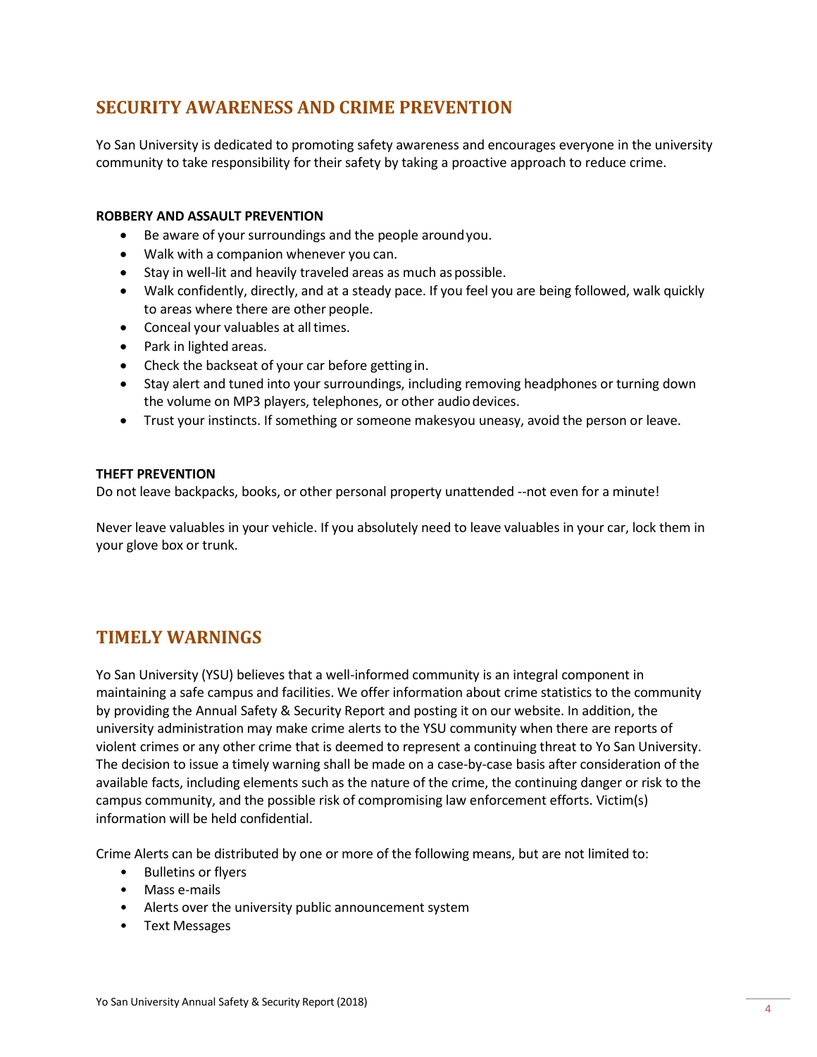## SECURITY AWARENESS AND CRIME PREVENTION

Yo San University is dedicated to promoting safety awareness and encourages everyone in the university community to take responsibility for their safety by taking a proactive approach to reduce crime.

**ROBBERY AND ASSAULT PREVENTION**

- Be aware of your surroundings and the people around you.
- Walk with a companion whenever you can.
- Stay in well-lit and heavily traveled areas as much as possible.
- Walk confidently, directly, and at a steady pace. If you feel you are being followed, walk quickly to areas where there are other people.
- Conceal your valuables at all times.
- Park in lighted areas.
- Check the backseat of your car before getting in.
- Stay alert and tuned into your surroundings, including removing headphones or turning down the volume on MP3 players, telephones, or other audio devices.
- Trust your instincts. If something or someone makes you uneasy, avoid the person or leave.

**THEFT PREVENTION**

Do not leave backpacks, books, or other personal property unattended --not even for a minute!

Never leave valuables in your vehicle. If you absolutely need to leave valuables in your car, lock them in your glove box or trunk.

## TIMELY WARNINGS

Yo San University (YSU) believes that a well-informed community is an integral component in maintaining a safe campus and facilities. We offer information about crime statistics to the community by providing the Annual Safety & Security Report and posting it on our website. In addition, the university administration may make crime alerts to the YSU community when there are reports of violent crimes or any other crime that is deemed to represent a continuing threat to Yo San University. The decision to issue a timely warning shall be made on a case-by-case basis after consideration of the available facts, including elements such as the nature of the crime, the continuing danger or risk to the campus community, and the possible risk of compromising law enforcement efforts. Victim(s) information will be held confidential.

Crime Alerts can be distributed by one or more of the following means, but are not limited to:

- Bulletins or flyers
- Mass e-mails
- Alerts over the university public announcement system
- Text Messages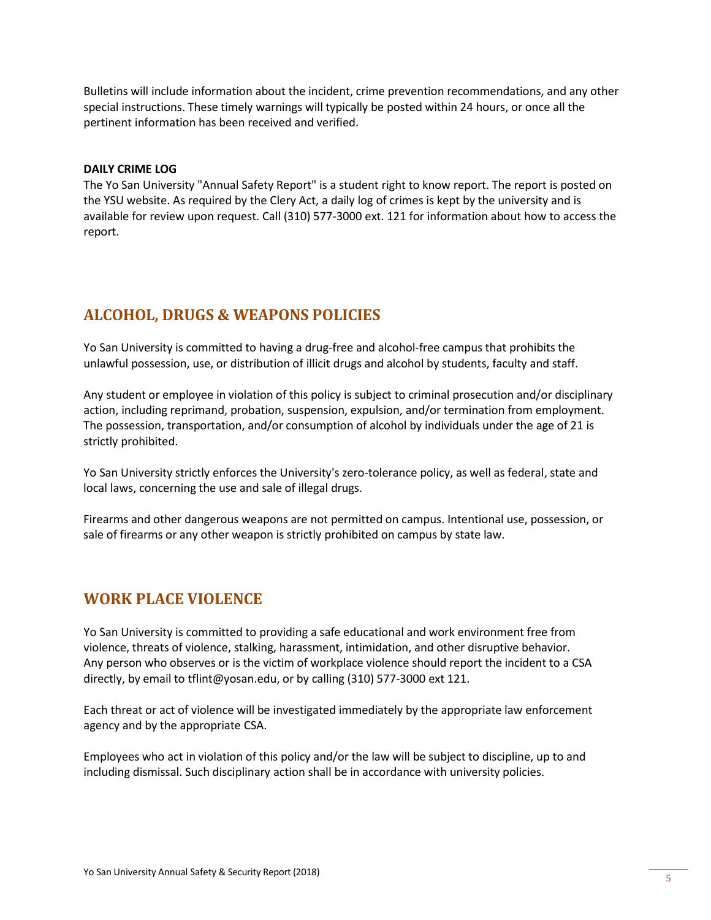Bulletins will include information about the incident, crime prevention recommendations, and any other special instructions. These timely warnings will typically be posted within 24 hours, or once all the pertinent information has been received and verified.

**DAILY CRIME LOG**

The Yo San University "Annual Safety Report" is a student right to know report. The report is posted on the YSU website. As required by the Clery Act, a daily log of crimes is kept by the university and is available for review upon request. Call (310) 577-3000 ext. 121 for information about how to access the report.

## ALCOHOL, DRUGS & WEAPONS POLICIES

Yo San University is committed to having a drug-free and alcohol-free campus that prohibits the unlawful possession, use, or distribution of illicit drugs and alcohol by students, faculty and staff.

Any student or employee in violation of this policy is subject to criminal prosecution and/or disciplinary action, including reprimand, probation, suspension, expulsion, and/or termination from employment. The possession, transportation, and/or consumption of alcohol by individuals under the age of 21 is strictly prohibited.

Yo San University strictly enforces the University's zero-tolerance policy, as well as federal, state and local laws, concerning the use and sale of illegal drugs.

Firearms and other dangerous weapons are not permitted on campus. Intentional use, possession, or sale of firearms or any other weapon is strictly prohibited on campus by state law.

## WORK PLACE VIOLENCE

Yo San University is committed to providing a safe educational and work environment free from violence, threats of violence, stalking, harassment, intimidation, and other disruptive behavior. Any person who observes or is the victim of workplace violence should report the incident to a CSA directly, by email to tflint@yosan.edu, or by calling (310) 577-3000 ext 121.

Each threat or act of violence will be investigated immediately by the appropriate law enforcement agency and by the appropriate CSA.

Employees who act in violation of this policy and/or the law will be subject to discipline, up to and including dismissal. Such disciplinary action shall be in accordance with university policies.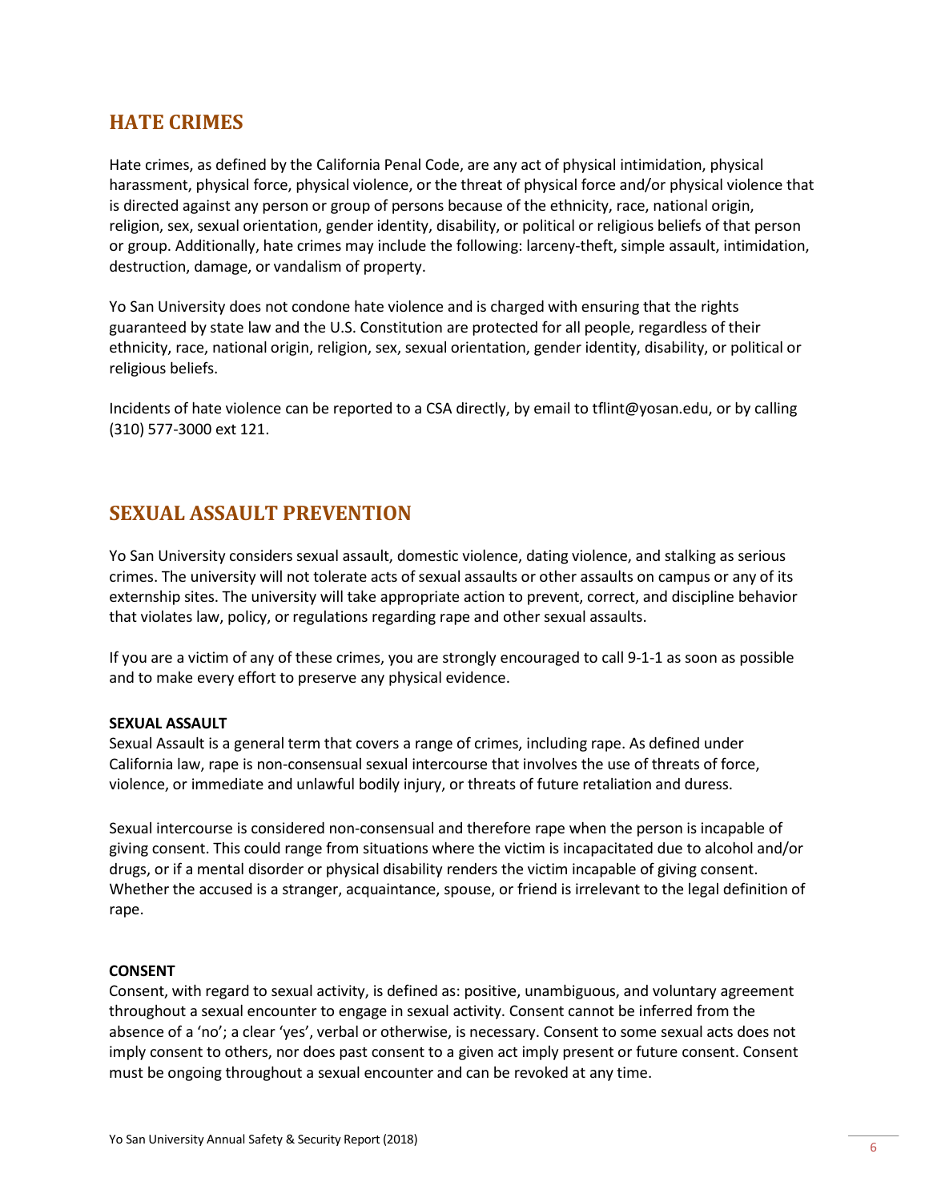## HATE CRIMES

Hate crimes, as defined by the California Penal Code, are any act of physical intimidation, physical harassment, physical force, physical violence, or the threat of physical force and/or physical violence that is directed against any person or group of persons because of the ethnicity, race, national origin, religion, sex, sexual orientation, gender identity, disability, or political or religious beliefs of that person or group. Additionally, hate crimes may include the following: larceny-theft, simple assault, intimidation, destruction, damage, or vandalism of property.

Yo San University does not condone hate violence and is charged with ensuring that the rights guaranteed by state law and the U.S. Constitution are protected for all people, regardless of their ethnicity, race, national origin, religion, sex, sexual orientation, gender identity, disability, or political or religious beliefs.

Incidents of hate violence can be reported to a CSA directly, by email to tflint@yosan.edu, or by calling (310) 577-3000 ext 121.

## SEXUAL ASSAULT PREVENTION

Yo San University considers sexual assault, domestic violence, dating violence, and stalking as serious crimes. The university will not tolerate acts of sexual assaults or other assaults on campus or any of its externship sites. The university will take appropriate action to prevent, correct, and discipline behavior that violates law, policy, or regulations regarding rape and other sexual assaults.

If you are a victim of any of these crimes, you are strongly encouraged to call 9-1-1 as soon as possible and to make every effort to preserve any physical evidence.

**SEXUAL ASSAULT**

Sexual Assault is a general term that covers a range of crimes, including rape. As defined under California law, rape is non-consensual sexual intercourse that involves the use of threats of force, violence, or immediate and unlawful bodily injury, or threats of future retaliation and duress.

Sexual intercourse is considered non-consensual and therefore rape when the person is incapable of giving consent. This could range from situations where the victim is incapacitated due to alcohol and/or drugs, or if a mental disorder or physical disability renders the victim incapable of giving consent. Whether the accused is a stranger, acquaintance, spouse, or friend is irrelevant to the legal definition of rape.

**CONSENT**

Consent, with regard to sexual activity, is defined as: positive, unambiguous, and voluntary agreement throughout a sexual encounter to engage in sexual activity. Consent cannot be inferred from the absence of a 'no'; a clear 'yes', verbal or otherwise, is necessary. Consent to some sexual acts does not imply consent to others, nor does past consent to a given act imply present or future consent. Consent must be ongoing throughout a sexual encounter and can be revoked at any time.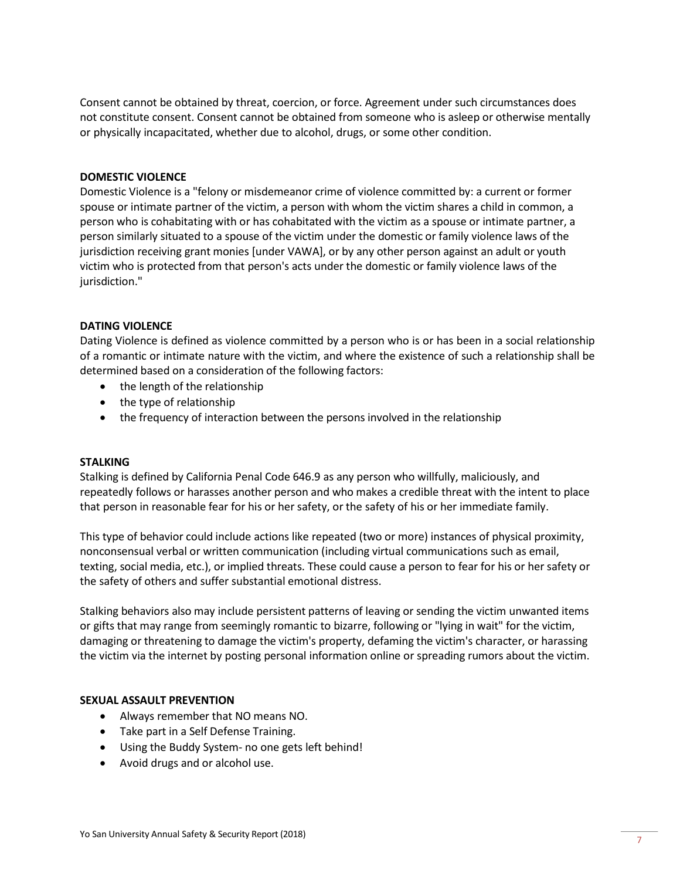Consent cannot be obtained by threat, coercion, or force. Agreement under such circumstances does not constitute consent. Consent cannot be obtained from someone who is asleep or otherwise mentally or physically incapacitated, whether due to alcohol, drugs, or some other condition.

**DOMESTIC VIOLENCE**

Domestic Violence is a "felony or misdemeanor crime of violence committed by: a current or former spouse or intimate partner of the victim, a person with whom the victim shares a child in common, a person who is cohabitating with or has cohabitated with the victim as a spouse or intimate partner, a person similarly situated to a spouse of the victim under the domestic or family violence laws of the jurisdiction receiving grant monies [under VAWA], or by any other person against an adult or youth victim who is protected from that person's acts under the domestic or family violence laws of the jurisdiction."

**DATING VIOLENCE**

Dating Violence is defined as violence committed by a person who is or has been in a social relationship of a romantic or intimate nature with the victim, and where the existence of such a relationship shall be determined based on a consideration of the following factors:

- the length of the relationship
- the type of relationship
- the frequency of interaction between the persons involved in the relationship

**STALKING**

Stalking is defined by California Penal Code 646.9 as any person who willfully, maliciously, and repeatedly follows or harasses another person and who makes a credible threat with the intent to place that person in reasonable fear for his or her safety, or the safety of his or her immediate family.

This type of behavior could include actions like repeated (two or more) instances of physical proximity, nonconsensual verbal or written communication (including virtual communications such as email, texting, social media, etc.), or implied threats. These could cause a person to fear for his or her safety or the safety of others and suffer substantial emotional distress.

Stalking behaviors also may include persistent patterns of leaving or sending the victim unwanted items or gifts that may range from seemingly romantic to bizarre, following or "lying in wait" for the victim, damaging or threatening to damage the victim's property, defaming the victim's character, or harassing the victim via the internet by posting personal information online or spreading rumors about the victim.

**SEXUAL ASSAULT PREVENTION**

- Always remember that NO means NO.
- Take part in a Self Defense Training.
- Using the Buddy System- no one gets left behind!
- Avoid drugs and or alcohol use.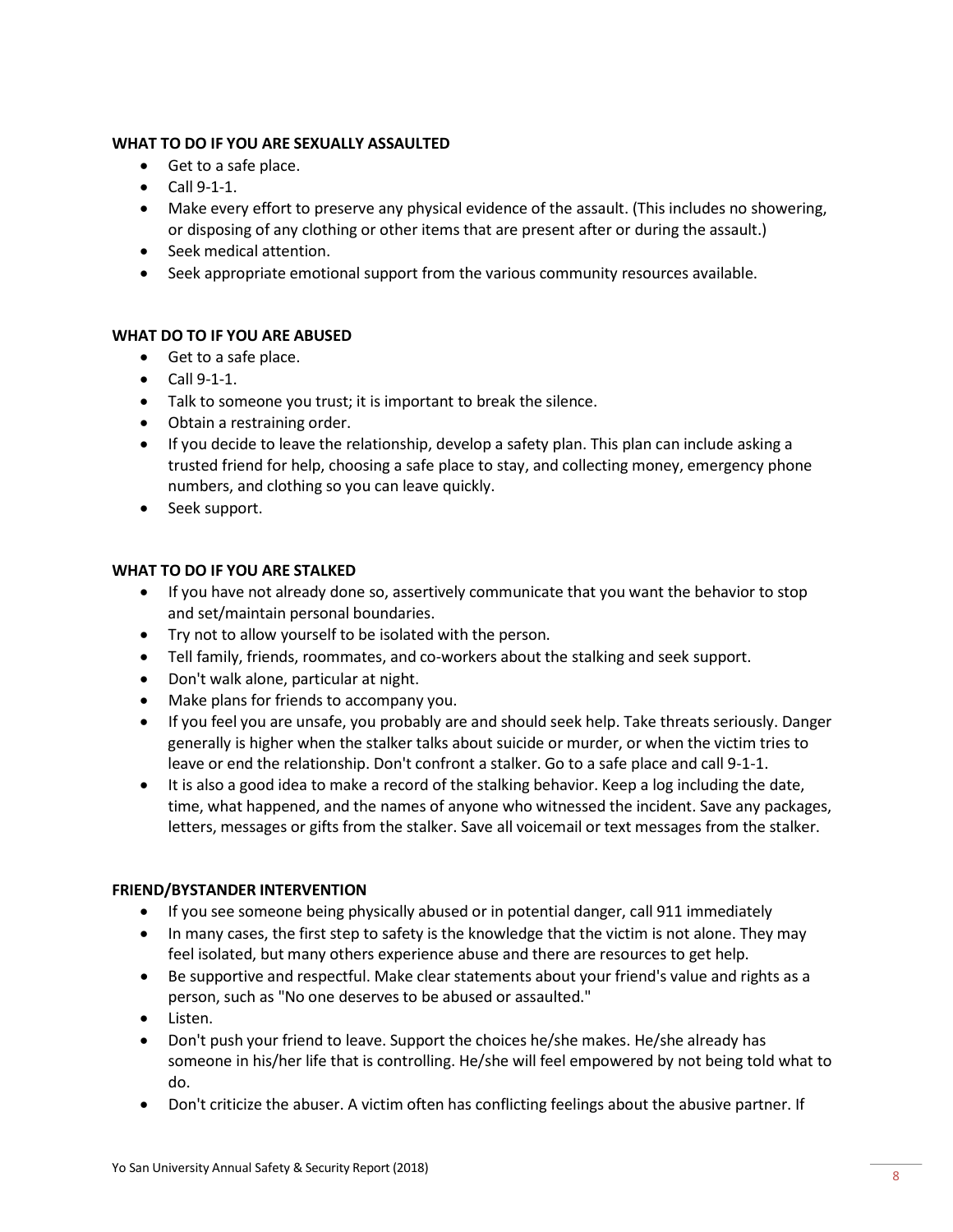**WHAT TO DO IF YOU ARE SEXUALLY ASSAULTED**

- Get to a safe place.
- Call 9-1-1.
- Make every effort to preserve any physical evidence of the assault. (This includes no showering, or disposing of any clothing or other items that are present after or during the assault.)
- Seek medical attention.
- Seek appropriate emotional support from the various community resources available.

**WHAT DO TO IF YOU ARE ABUSED**

- Get to a safe place.
- Call 9-1-1.
- Talk to someone you trust; it is important to break the silence.
- Obtain a restraining order.
- If you decide to leave the relationship, develop a safety plan. This plan can include asking a trusted friend for help, choosing a safe place to stay, and collecting money, emergency phone numbers, and clothing so you can leave quickly.
- Seek support.

**WHAT TO DO IF YOU ARE STALKED**

- If you have not already done so, assertively communicate that you want the behavior to stop and set/maintain personal boundaries.
- Try not to allow yourself to be isolated with the person.
- Tell family, friends, roommates, and co-workers about the stalking and seek support.
- Don't walk alone, particular at night.
- Make plans for friends to accompany you.
- If you feel you are unsafe, you probably are and should seek help. Take threats seriously. Danger generally is higher when the stalker talks about suicide or murder, or when the victim tries to leave or end the relationship. Don't confront a stalker. Go to a safe place and call 9-1-1.
- It is also a good idea to make a record of the stalking behavior. Keep a log including the date, time, what happened, and the names of anyone who witnessed the incident. Save any packages, letters, messages or gifts from the stalker. Save all voicemail or text messages from the stalker.

**FRIEND/BYSTANDER INTERVENTION**

- If you see someone being physically abused or in potential danger, call 911 immediately
- In many cases, the first step to safety is the knowledge that the victim is not alone. They may feel isolated, but many others experience abuse and there are resources to get help.
- Be supportive and respectful. Make clear statements about your friend's value and rights as a person, such as "No one deserves to be abused or assaulted."
- Listen.
- Don't push your friend to leave. Support the choices he/she makes. He/she already has someone in his/her life that is controlling. He/she will feel empowered by not being told what to do.
- Don't criticize the abuser. A victim often has conflicting feelings about the abusive partner. If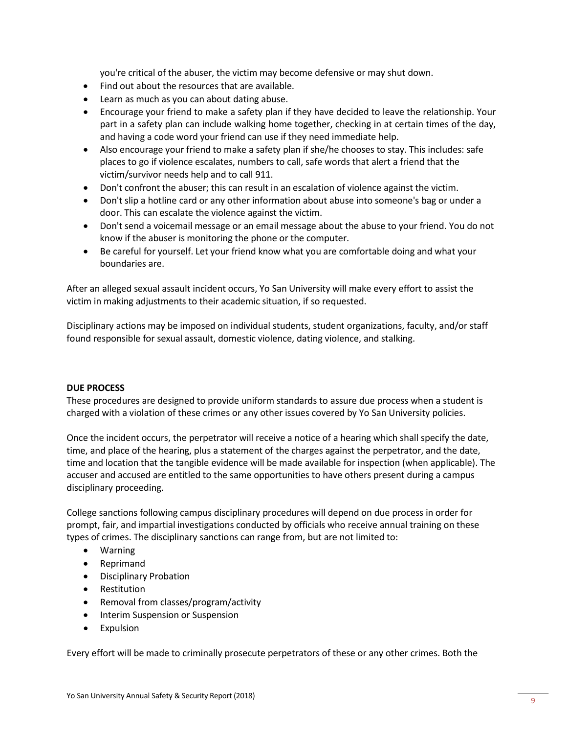you're critical of the abuser, the victim may become defensive or may shut down.

- Find out about the resources that are available.
- Learn as much as you can about dating abuse.
- Encourage your friend to make a safety plan if they have decided to leave the relationship. Your part in a safety plan can include walking home together, checking in at certain times of the day, and having a code word your friend can use if they need immediate help.
- Also encourage your friend to make a safety plan if she/he chooses to stay. This includes: safe places to go if violence escalates, numbers to call, safe words that alert a friend that the victim/survivor needs help and to call 911.
- Don't confront the abuser; this can result in an escalation of violence against the victim.
- Don't slip a hotline card or any other information about abuse into someone's bag or under a door. This can escalate the violence against the victim.
- Don't send a voicemail message or an email message about the abuse to your friend. You do not know if the abuser is monitoring the phone or the computer.
- Be careful for yourself. Let your friend know what you are comfortable doing and what your boundaries are.

After an alleged sexual assault incident occurs, Yo San University will make every effort to assist the victim in making adjustments to their academic situation, if so requested.

Disciplinary actions may be imposed on individual students, student organizations, faculty, and/or staff found responsible for sexual assault, domestic violence, dating violence, and stalking.

**DUE PROCESS**

These procedures are designed to provide uniform standards to assure due process when a student is charged with a violation of these crimes or any other issues covered by Yo San University policies.

Once the incident occurs, the perpetrator will receive a notice of a hearing which shall specify the date, time, and place of the hearing, plus a statement of the charges against the perpetrator, and the date, time and location that the tangible evidence will be made available for inspection (when applicable). The accuser and accused are entitled to the same opportunities to have others present during a campus disciplinary proceeding.

College sanctions following campus disciplinary procedures will depend on due process in order for prompt, fair, and impartial investigations conducted by officials who receive annual training on these types of crimes. The disciplinary sanctions can range from, but are not limited to:

- Warning
- Reprimand
- Disciplinary Probation
- Restitution
- Removal from classes/program/activity
- Interim Suspension or Suspension
- Expulsion

Every effort will be made to criminally prosecute perpetrators of these or any other crimes. Both the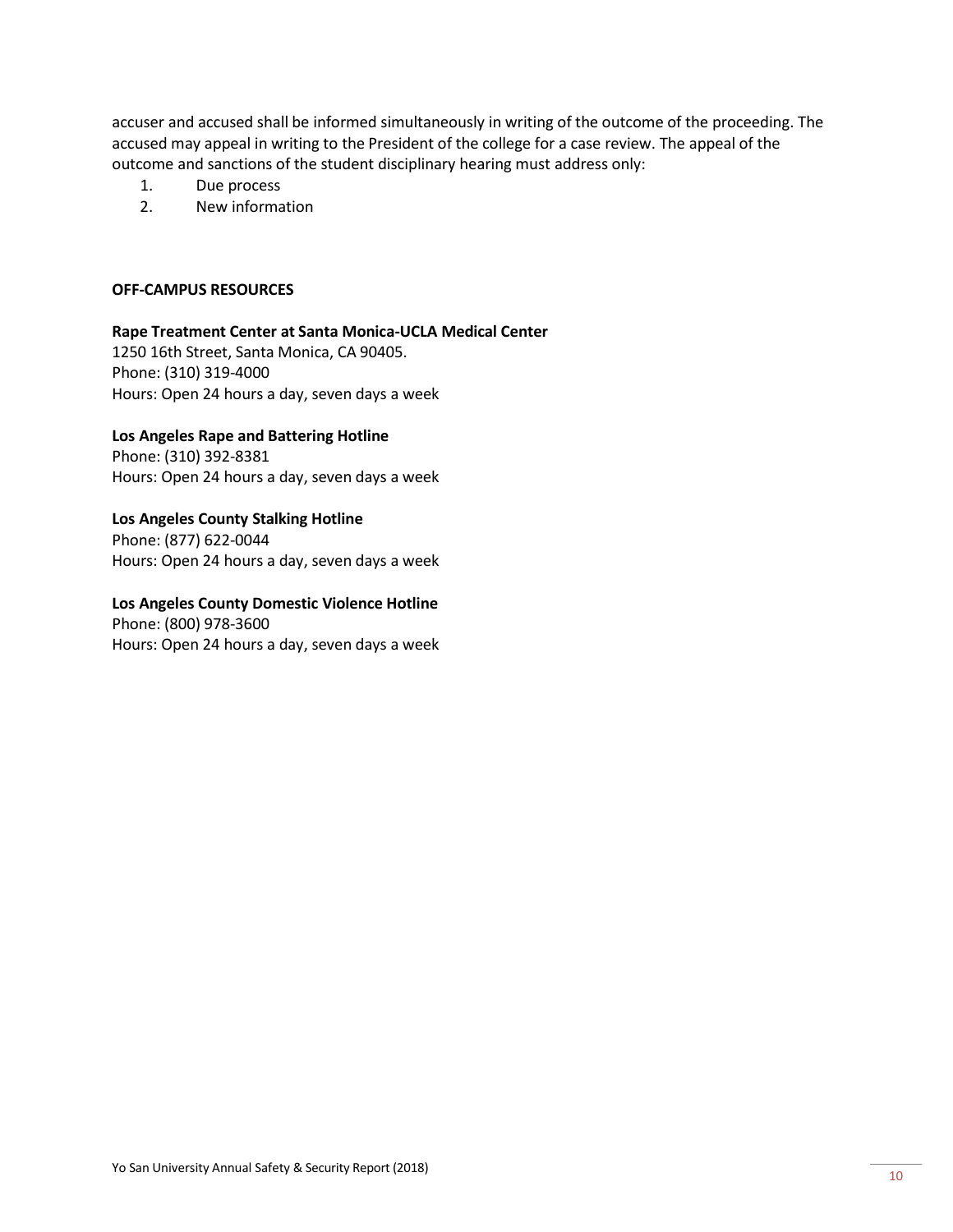accuser and accused shall be informed simultaneously in writing of the outcome of the proceeding. The accused may appeal in writing to the President of the college for a case review. The appeal of the outcome and sanctions of the student disciplinary hearing must address only:

1. Due process
2. New information

**OFF-CAMPUS RESOURCES**

**Rape Treatment Center at Santa Monica-UCLA Medical Center**
1250 16th Street, Santa Monica, CA 90405.
Phone: (310) 319-4000
Hours: Open 24 hours a day, seven days a week

**Los Angeles Rape and Battering Hotline**
Phone: (310) 392-8381
Hours: Open 24 hours a day, seven days a week

**Los Angeles County Stalking Hotline**
Phone: (877) 622-0044
Hours: Open 24 hours a day, seven days a week

**Los Angeles County Domestic Violence Hotline**
Phone: (800) 978-3600
Hours: Open 24 hours a day, seven days a week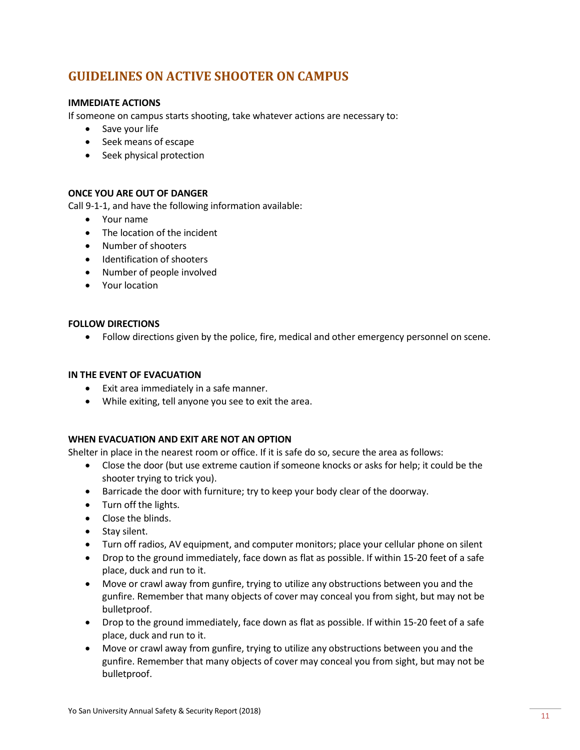## GUIDELINES ON ACTIVE SHOOTER ON CAMPUS

**IMMEDIATE ACTIONS**

If someone on campus starts shooting, take whatever actions are necessary to:

- Save your life
- Seek means of escape
- Seek physical protection

**ONCE YOU ARE OUT OF DANGER**

Call 9-1-1, and have the following information available:

- Your name
- The location of the incident
- Number of shooters
- Identification of shooters
- Number of people involved
- Your location

**FOLLOW DIRECTIONS**

- Follow directions given by the police, fire, medical and other emergency personnel on scene.

**IN THE EVENT OF EVACUATION**

- Exit area immediately in a safe manner.
- While exiting, tell anyone you see to exit the area.

**WHEN EVACUATION AND EXIT ARE NOT AN OPTION**

Shelter in place in the nearest room or office. If it is safe do so, secure the area as follows:

- Close the door (but use extreme caution if someone knocks or asks for help; it could be the shooter trying to trick you).
- Barricade the door with furniture; try to keep your body clear of the doorway.
- Turn off the lights.
- Close the blinds.
- Stay silent.
- Turn off radios, AV equipment, and computer monitors; place your cellular phone on silent
- Drop to the ground immediately, face down as flat as possible. If within 15-20 feet of a safe place, duck and run to it.
- Move or crawl away from gunfire, trying to utilize any obstructions between you and the gunfire. Remember that many objects of cover may conceal you from sight, but may not be bulletproof.
- Drop to the ground immediately, face down as flat as possible. If within 15-20 feet of a safe place, duck and run to it.
- Move or crawl away from gunfire, trying to utilize any obstructions between you and the gunfire. Remember that many objects of cover may conceal you from sight, but may not be bulletproof.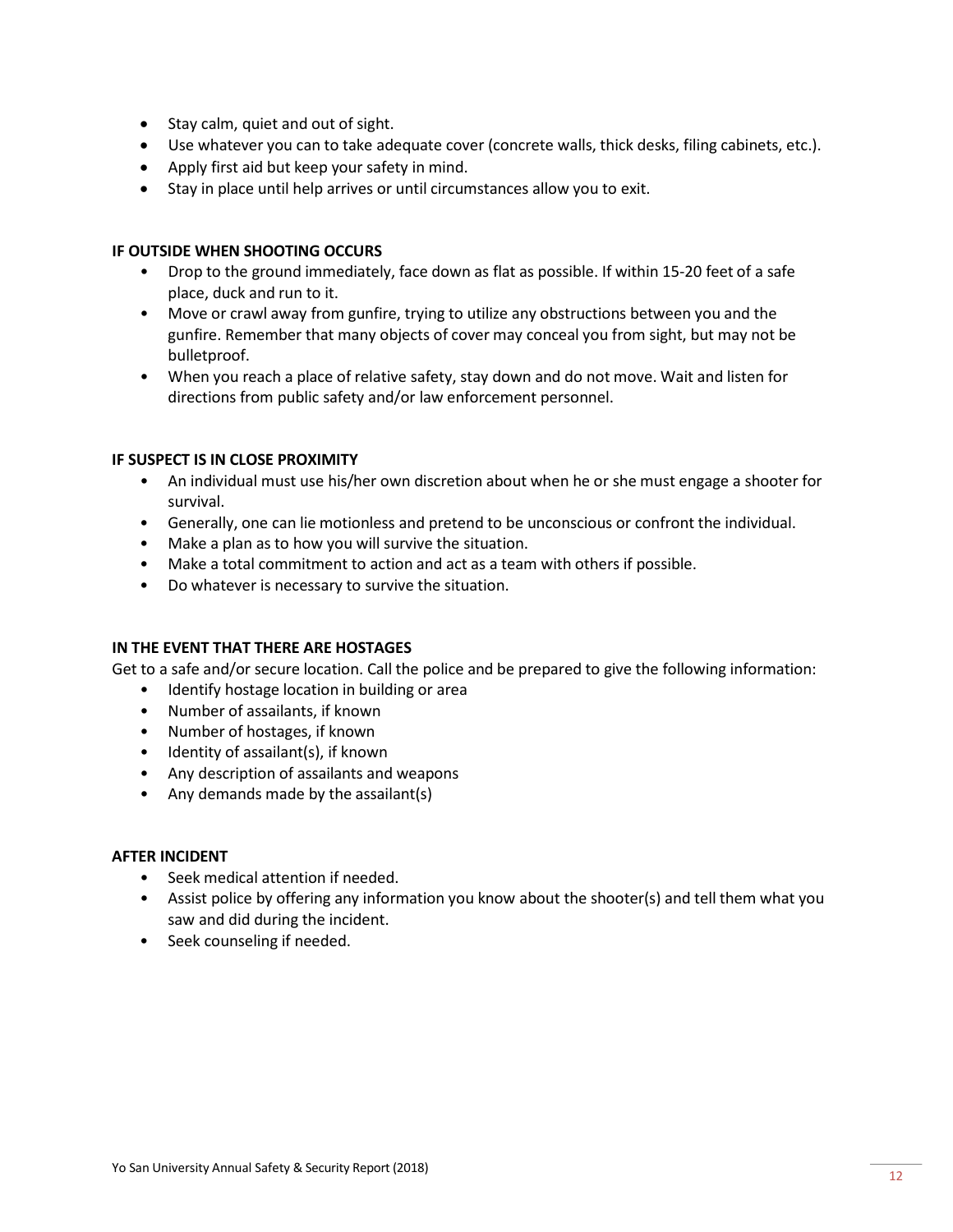- Stay calm, quiet and out of sight.
- Use whatever you can to take adequate cover (concrete walls, thick desks, filing cabinets, etc.).
- Apply first aid but keep your safety in mind.
- Stay in place until help arrives or until circumstances allow you to exit.

**IF OUTSIDE WHEN SHOOTING OCCURS**

- Drop to the ground immediately, face down as flat as possible. If within 15-20 feet of a safe place, duck and run to it.
- Move or crawl away from gunfire, trying to utilize any obstructions between you and the gunfire. Remember that many objects of cover may conceal you from sight, but may not be bulletproof.
- When you reach a place of relative safety, stay down and do not move. Wait and listen for directions from public safety and/or law enforcement personnel.

**IF SUSPECT IS IN CLOSE PROXIMITY**

- An individual must use his/her own discretion about when he or she must engage a shooter for survival.
- Generally, one can lie motionless and pretend to be unconscious or confront the individual.
- Make a plan as to how you will survive the situation.
- Make a total commitment to action and act as a team with others if possible.
- Do whatever is necessary to survive the situation.

**IN THE EVENT THAT THERE ARE HOSTAGES**

Get to a safe and/or secure location. Call the police and be prepared to give the following information:

- Identify hostage location in building or area
- Number of assailants, if known
- Number of hostages, if known
- Identity of assailant(s), if known
- Any description of assailants and weapons
- Any demands made by the assailant(s)

**AFTER INCIDENT**

- Seek medical attention if needed.
- Assist police by offering any information you know about the shooter(s) and tell them what you saw and did during the incident.
- Seek counseling if needed.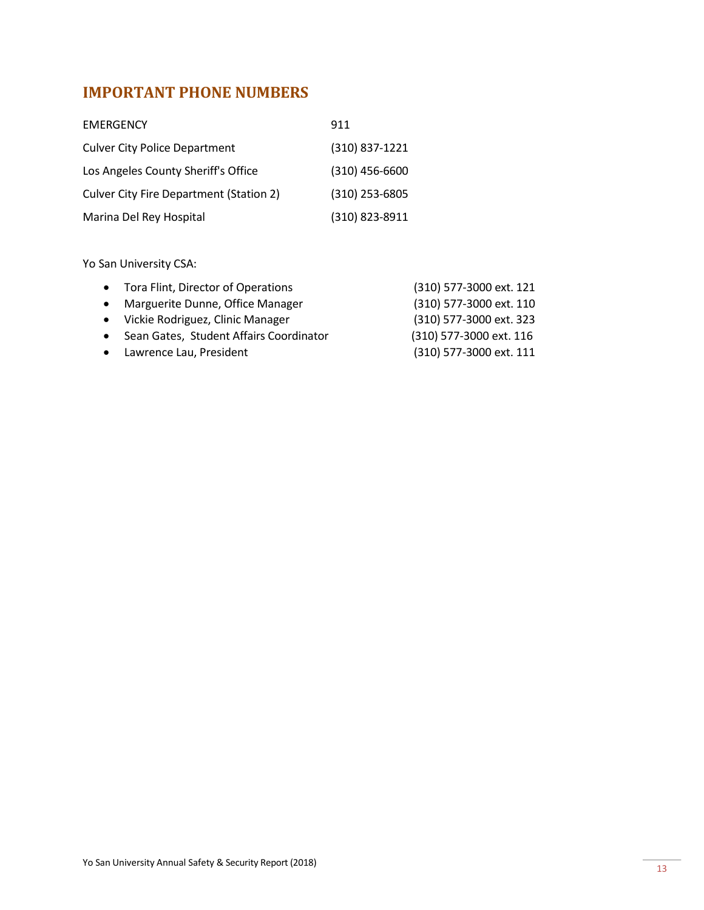## IMPORTANT PHONE NUMBERS

| | |
|---|---|
| EMERGENCY | 911 |
| Culver City Police Department | (310) 837-1221 |
| Los Angeles County Sheriff's Office | (310) 456-6600 |
| Culver City Fire Department (Station 2) | (310) 253-6805 |
| Marina Del Rey Hospital | (310) 823-8911 |

Yo San University CSA:

- Tora Flint, Director of Operations (310) 577-3000 ext. 121
- Marguerite Dunne, Office Manager (310) 577-3000 ext. 110
- Vickie Rodriguez, Clinic Manager (310) 577-3000 ext. 323
- Sean Gates, Student Affairs Coordinator (310) 577-3000 ext. 116
- Lawrence Lau, President (310) 577-3000 ext. 111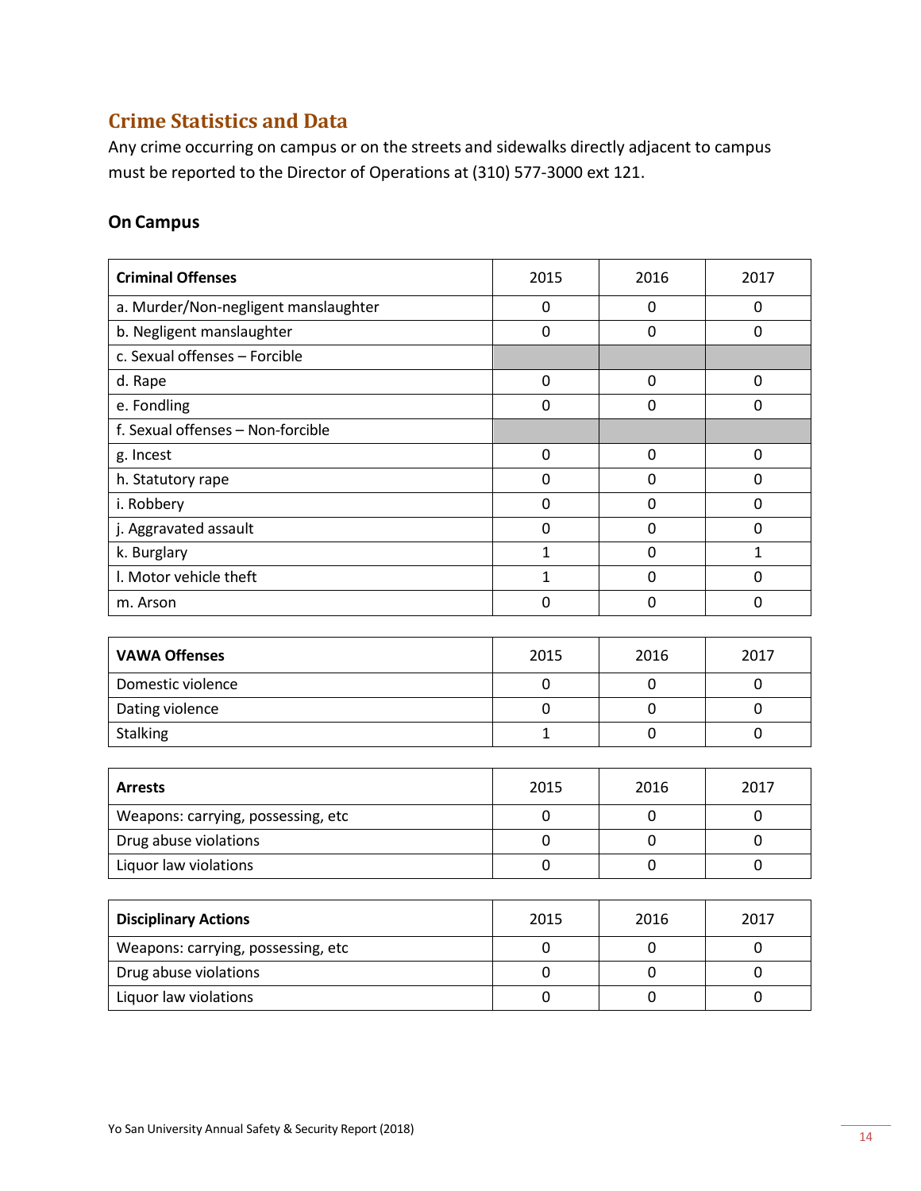## Crime Statistics and Data

Any crime occurring on campus or on the streets and sidewalks directly adjacent to campus must be reported to the Director of Operations at (310) 577-3000 ext 121.

### On Campus

| Criminal Offenses | 2015 | 2016 | 2017 |
|---|---|---|---|
| a. Murder/Non-negligent manslaughter | 0 | 0 | 0 |
| b. Negligent manslaughter | 0 | 0 | 0 |
| c. Sexual offenses – Forcible | | | |
| d. Rape | 0 | 0 | 0 |
| e. Fondling | 0 | 0 | 0 |
| f. Sexual offenses – Non-forcible | | | |
| g. Incest | 0 | 0 | 0 |
| h. Statutory rape | 0 | 0 | 0 |
| i. Robbery | 0 | 0 | 0 |
| j. Aggravated assault | 0 | 0 | 0 |
| k. Burglary | 1 | 0 | 1 |
| l. Motor vehicle theft | 1 | 0 | 0 |
| m. Arson | 0 | 0 | 0 |

| VAWA Offenses | 2015 | 2016 | 2017 |
|---|---|---|---|
| Domestic violence | 0 | 0 | 0 |
| Dating violence | 0 | 0 | 0 |
| Stalking | 1 | 0 | 0 |

| Arrests | 2015 | 2016 | 2017 |
|---|---|---|---|
| Weapons: carrying, possessing, etc | 0 | 0 | 0 |
| Drug abuse violations | 0 | 0 | 0 |
| Liquor law violations | 0 | 0 | 0 |

| Disciplinary Actions | 2015 | 2016 | 2017 |
|---|---|---|---|
| Weapons: carrying, possessing, etc | 0 | 0 | 0 |
| Drug abuse violations | 0 | 0 | 0 |
| Liquor law violations | 0 | 0 | 0 |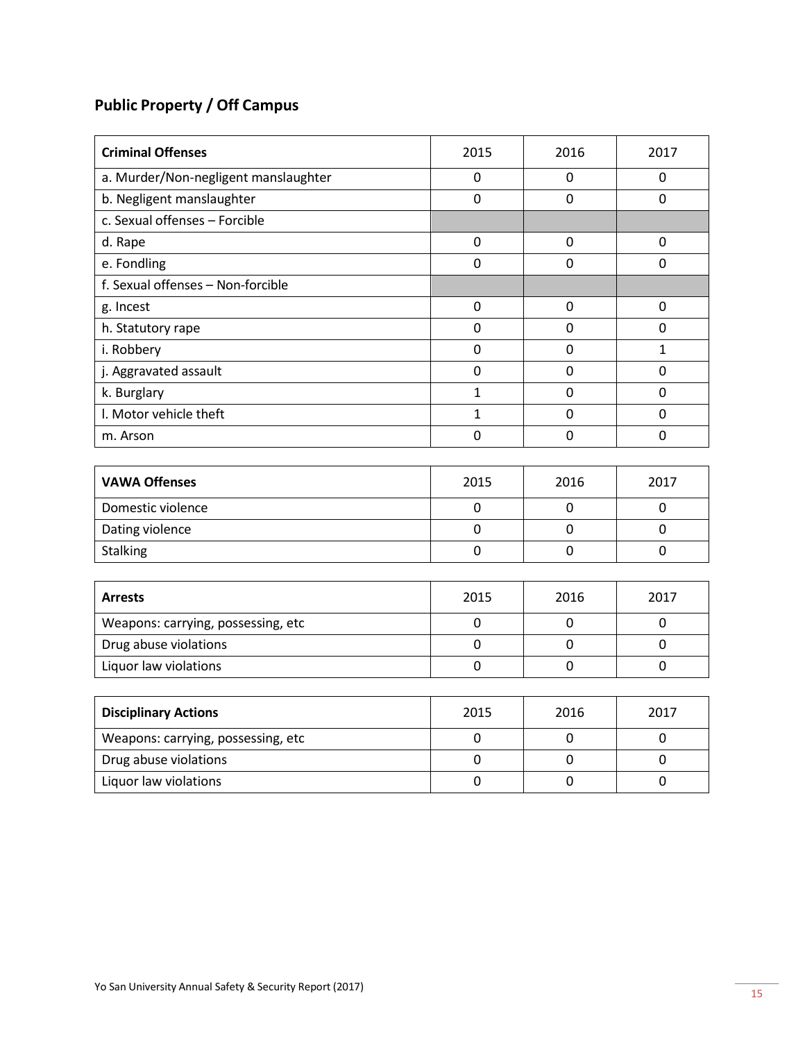## Public Property / Off Campus

| Criminal Offenses | 2015 | 2016 | 2017 |
|---|---|---|---|
| a. Murder/Non-negligent manslaughter | 0 | 0 | 0 |
| b. Negligent manslaughter | 0 | 0 | 0 |
| c. Sexual offenses – Forcible | | | |
| d. Rape | 0 | 0 | 0 |
| e. Fondling | 0 | 0 | 0 |
| f. Sexual offenses – Non-forcible | | | |
| g. Incest | 0 | 0 | 0 |
| h. Statutory rape | 0 | 0 | 0 |
| i. Robbery | 0 | 0 | 1 |
| j. Aggravated assault | 0 | 0 | 0 |
| k. Burglary | 1 | 0 | 0 |
| l. Motor vehicle theft | 1 | 0 | 0 |
| m. Arson | 0 | 0 | 0 |

| VAWA Offenses | 2015 | 2016 | 2017 |
|---|---|---|---|
| Domestic violence | 0 | 0 | 0 |
| Dating violence | 0 | 0 | 0 |
| Stalking | 0 | 0 | 0 |

| Arrests | 2015 | 2016 | 2017 |
|---|---|---|---|
| Weapons: carrying, possessing, etc | 0 | 0 | 0 |
| Drug abuse violations | 0 | 0 | 0 |
| Liquor law violations | 0 | 0 | 0 |

| Disciplinary Actions | 2015 | 2016 | 2017 |
|---|---|---|---|
| Weapons: carrying, possessing, etc | 0 | 0 | 0 |
| Drug abuse violations | 0 | 0 | 0 |
| Liquor law violations | 0 | 0 | 0 |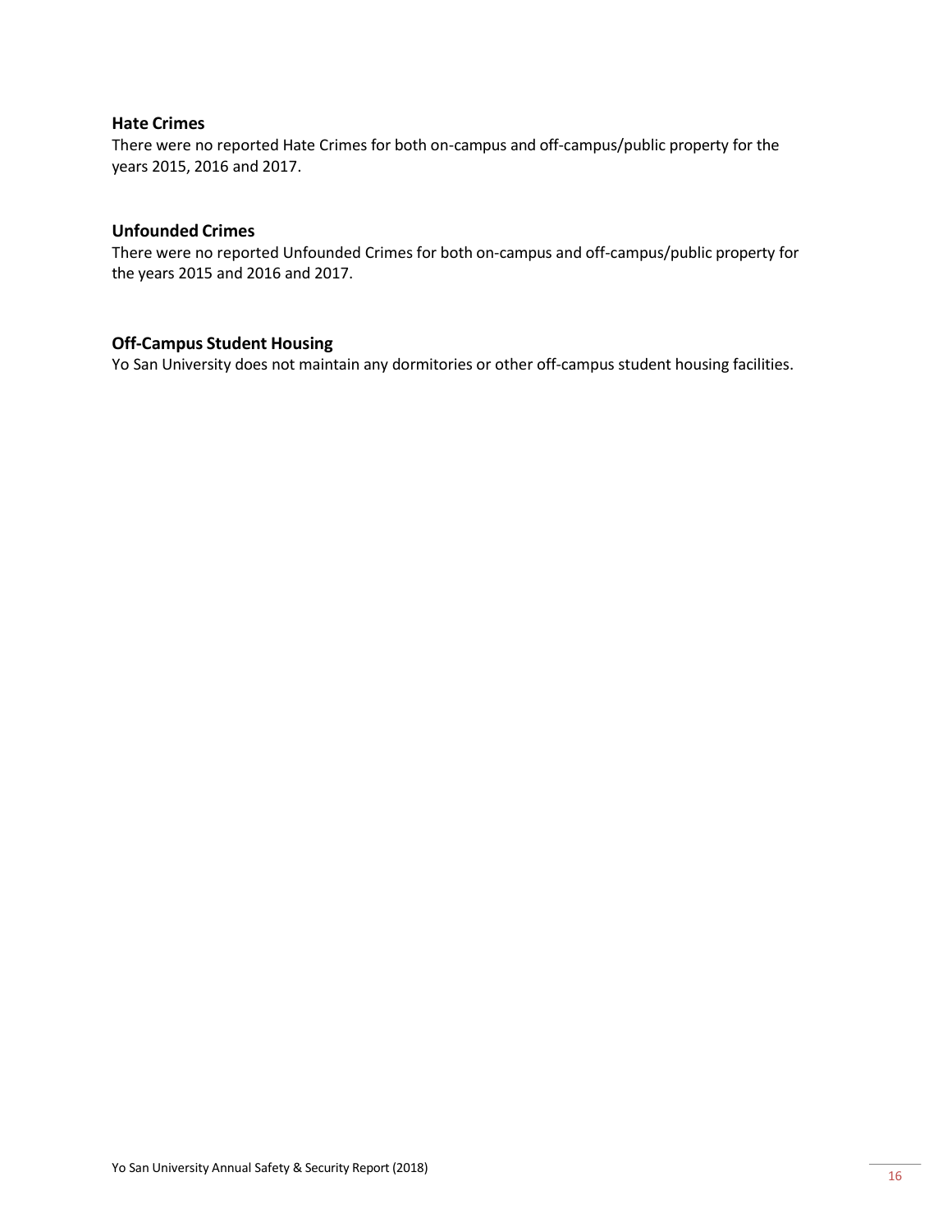## Hate Crimes

There were no reported Hate Crimes for both on-campus and off-campus/public property for the years 2015, 2016 and 2017.

## Unfounded Crimes

There were no reported Unfounded Crimes for both on-campus and off-campus/public property for the years 2015 and 2016 and 2017.

## Off-Campus Student Housing

Yo San University does not maintain any dormitories or other off-campus student housing facilities.